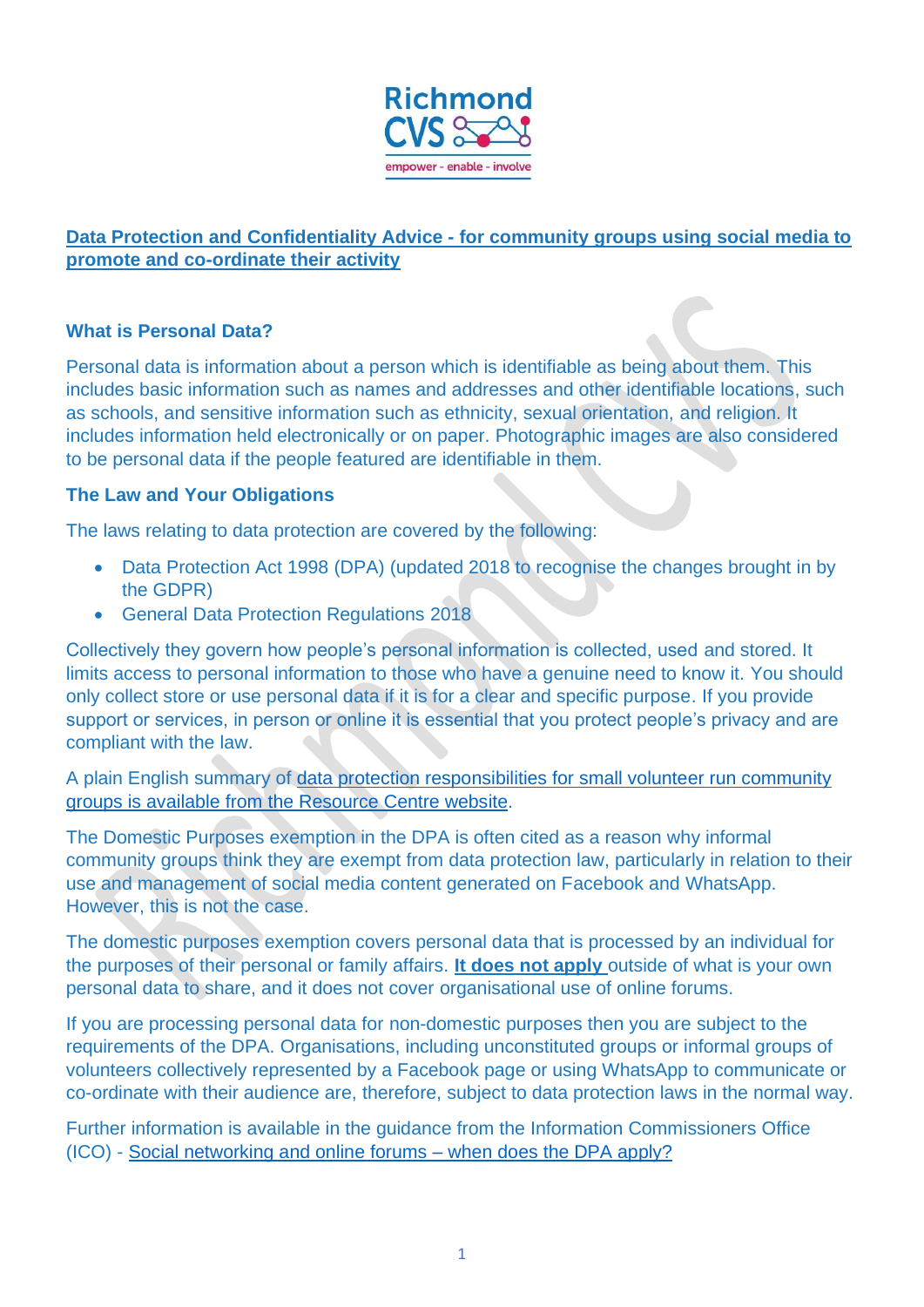# Data Protection and Confidentiality Advice - for community groups using social media to promote and co-ordinate their activity

## What is Personal Data?

Personal data is information about a person which is identifiable as being about them. This includes basic information such as names and addresses and other identifiable locations, such as schools, and sensitive information such as ethnicity, sexual orientation, and religion. It includes information held electronically or on paper. Photographic images are also considered to be personal data if the people featured are identifiable in them.

## The Law and Your Obligations

The laws relating to data protection are covered by the following:

- Data Protection Act 1998 (DPA) (updated 2018 to recognise the changes brought in by the GDPR)
- General Data Protection Regulations 2018

Collectively they govern how people's personal information is collected, used and stored. It limits access to personal information to those who have a genuine need to know it. You should only collect store or use personal data if it is for a clear and specific purpose. If you provide support or services, in person or online it is essential that you protect people's privacy and are compliant with the law.

A plain English summary of data protection responsibilities for small volunteer run community groups is available from the Resource Centre website.

The Domestic Purposes exemption in the DPA is often cited as a reason why informal community groups think they are exempt from data protection law, particularly in relation to their use and management of social media content generated on Facebook and WhatsApp. However, this is not the case.

The domestic purposes exemption covers personal data that is processed by an individual for the purposes of their personal or family affairs. **It does not apply** outside of what is your own personal data to share, and it does not cover organisational use of online forums.

If you are processing personal data for non-domestic purposes then you are subject to the requirements of the DPA. Organisations, including unconstituted groups or informal groups of volunteers collectively represented by a Facebook page or using WhatsApp to communicate or co-ordinate with their audience are, therefore, subject to data protection laws in the normal way.

Further information is available in the guidance from the Information Commissioners Office (ICO) - Social networking and online forums – when does the DPA apply?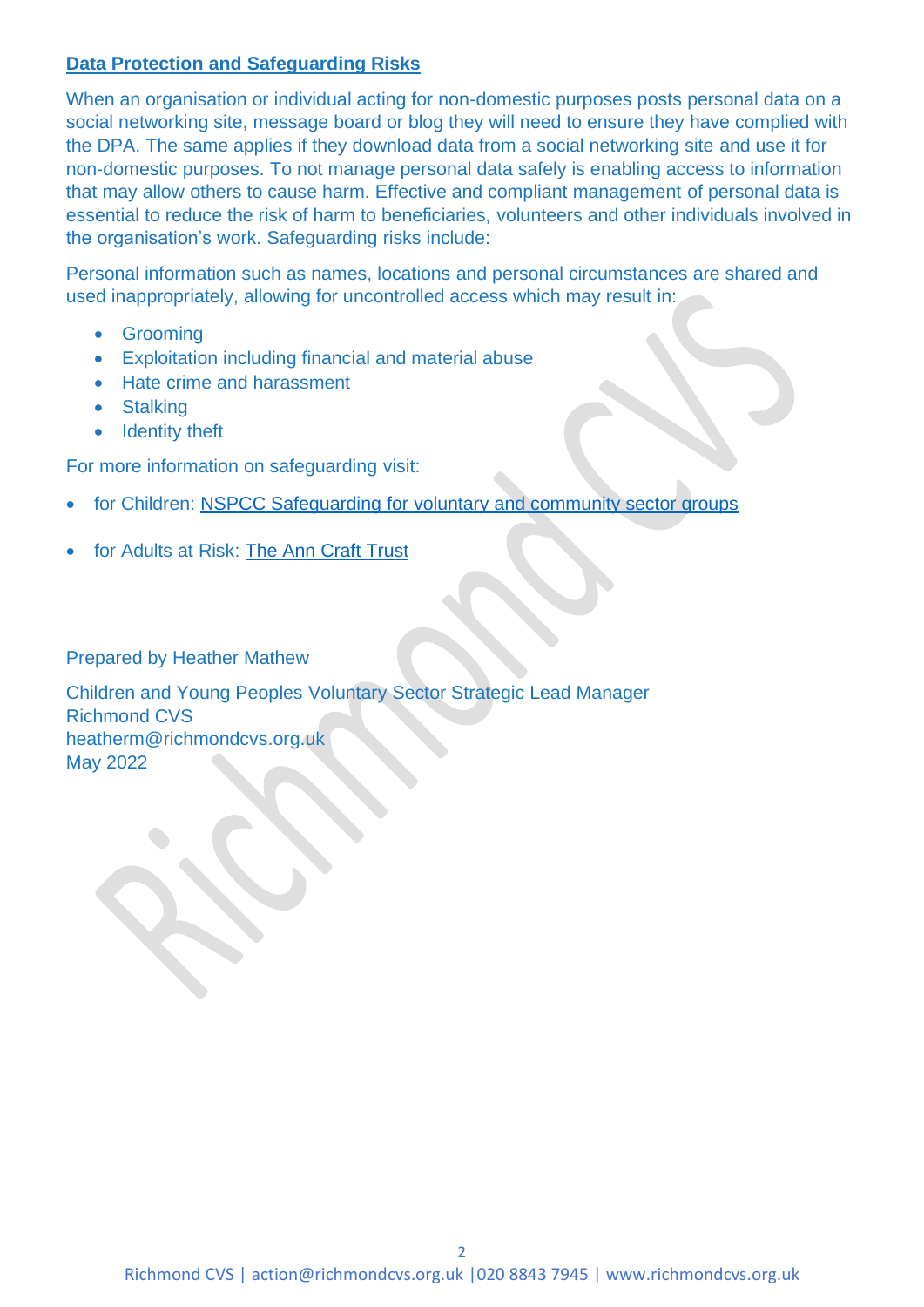## Data Protection and Safeguarding Risks

When an organisation or individual acting for non-domestic purposes posts personal data on a social networking site, message board or blog they will need to ensure they have complied with the DPA. The same applies if they download data from a social networking site and use it for non-domestic purposes. To not manage personal data safely is enabling access to information that may allow others to cause harm. Effective and compliant management of personal data is essential to reduce the risk of harm to beneficiaries, volunteers and other individuals involved in the organisation's work. Safeguarding risks include:

Personal information such as names, locations and personal circumstances are shared and used inappropriately, allowing for uncontrolled access which may result in:

- Grooming
- Exploitation including financial and material abuse
- Hate crime and harassment
- Stalking
- Identity theft

For more information on safeguarding visit:

- for Children: NSPCC Safeguarding for voluntary and community sector groups
- for Adults at Risk: The Ann Craft Trust

Prepared by Heather Mathew

Children and Young Peoples Voluntary Sector Strategic Lead Manager
Richmond CVS
heatherm@richmondcvs.org.uk
May 2022